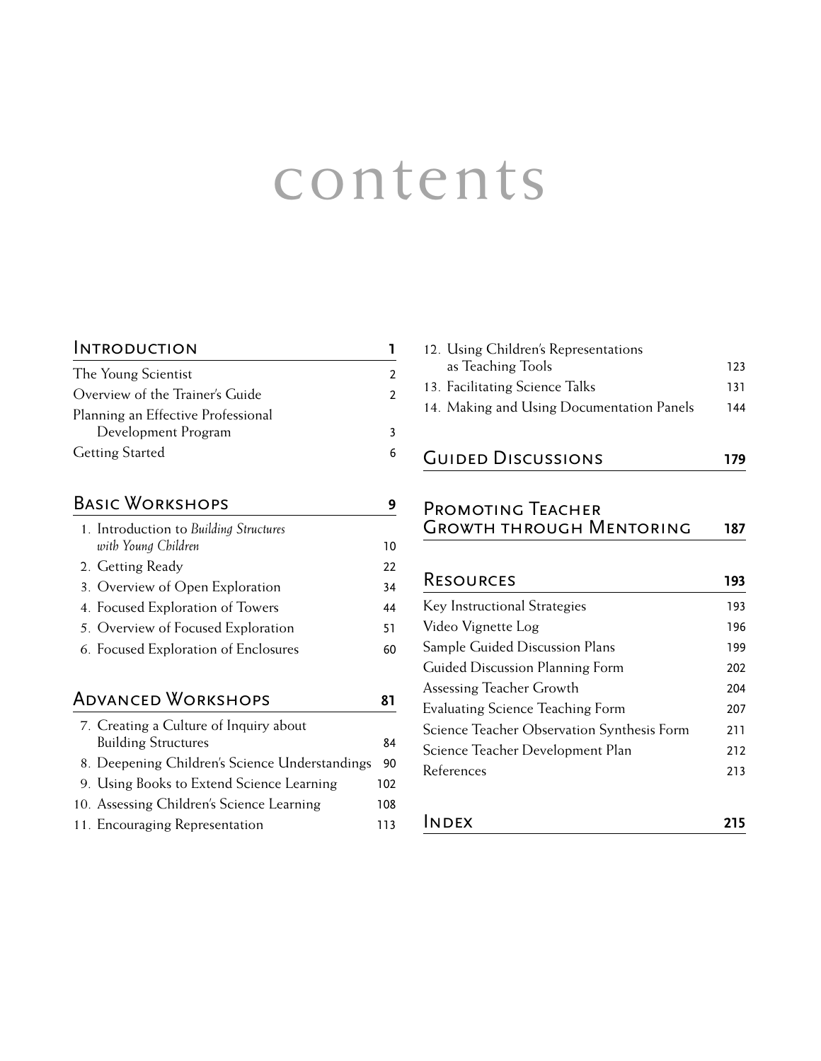# contents

## Introduction — 1

- The Young Scientist — 2
- Overview of the Trainer's Guide — 2
- Planning an Effective Professional Development Program — 3
- Getting Started — 6

## Basic Workshops — 9

1. Introduction to *Building Structures with Young Children* — 10
2. Getting Ready — 22
3. Overview of Open Exploration — 34
4. Focused Exploration of Towers — 44
5. Overview of Focused Exploration — 51
6. Focused Exploration of Enclosures — 60

## Advanced Workshops — 81

7. Creating a Culture of Inquiry about Building Structures — 84
8. Deepening Children's Science Understandings — 90
9. Using Books to Extend Science Learning — 102
10. Assessing Children's Science Learning — 108
11. Encouraging Representation — 113
12. Using Children's Representations as Teaching Tools — 123
13. Facilitating Science Talks — 131
14. Making and Using Documentation Panels — 144

## Guided Discussions — 179

## Promoting Teacher Growth through Mentoring — 187

## Resources — 193

- Key Instructional Strategies — 193
- Video Vignette Log — 196
- Sample Guided Discussion Plans — 199
- Guided Discussion Planning Form — 202
- Assessing Teacher Growth — 204
- Evaluating Science Teaching Form — 207
- Science Teacher Observation Synthesis Form — 211
- Science Teacher Development Plan — 212
- References — 213

## Index — 215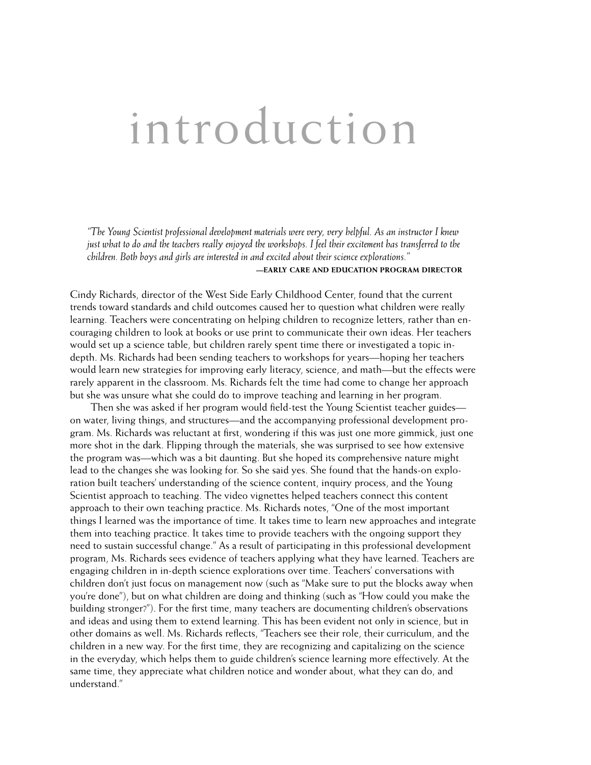# introduction

*"The Young Scientist professional development materials were very, very helpful. As an instructor I knew just what to do and the teachers really enjoyed the workshops. I feel their excitement has transferred to the children. Both boys and girls are interested in and excited about their science explorations."*

**—EARLY CARE AND EDUCATION PROGRAM DIRECTOR**

Cindy Richards, director of the West Side Early Childhood Center, found that the current trends toward standards and child outcomes caused her to question what children were really learning. Teachers were concentrating on helping children to recognize letters, rather than encouraging children to look at books or use print to communicate their own ideas. Her teachers would set up a science table, but children rarely spent time there or investigated a topic in-depth. Ms. Richards had been sending teachers to workshops for years—hoping her teachers would learn new strategies for improving early literacy, science, and math—but the effects were rarely apparent in the classroom. Ms. Richards felt the time had come to change her approach but she was unsure what she could do to improve teaching and learning in her program.

Then she was asked if her program would field-test the Young Scientist teacher guides—on water, living things, and structures—and the accompanying professional development program. Ms. Richards was reluctant at first, wondering if this was just one more gimmick, just one more shot in the dark. Flipping through the materials, she was surprised to see how extensive the program was—which was a bit daunting. But she hoped its comprehensive nature might lead to the changes she was looking for. So she said yes. She found that the hands-on exploration built teachers' understanding of the science content, inquiry process, and the Young Scientist approach to teaching. The video vignettes helped teachers connect this content approach to their own teaching practice. Ms. Richards notes, "One of the most important things I learned was the importance of time. It takes time to learn new approaches and integrate them into teaching practice. It takes time to provide teachers with the ongoing support they need to sustain successful change." As a result of participating in this professional development program, Ms. Richards sees evidence of teachers applying what they have learned. Teachers are engaging children in in-depth science explorations over time. Teachers' conversations with children don't just focus on management now (such as "Make sure to put the blocks away when you're done"), but on what children are doing and thinking (such as "How could you make the building stronger?"). For the first time, many teachers are documenting children's observations and ideas and using them to extend learning. This has been evident not only in science, but in other domains as well. Ms. Richards reflects, "Teachers see their role, their curriculum, and the children in a new way. For the first time, they are recognizing and capitalizing on the science in the everyday, which helps them to guide children's science learning more effectively. At the same time, they appreciate what children notice and wonder about, what they can do, and understand."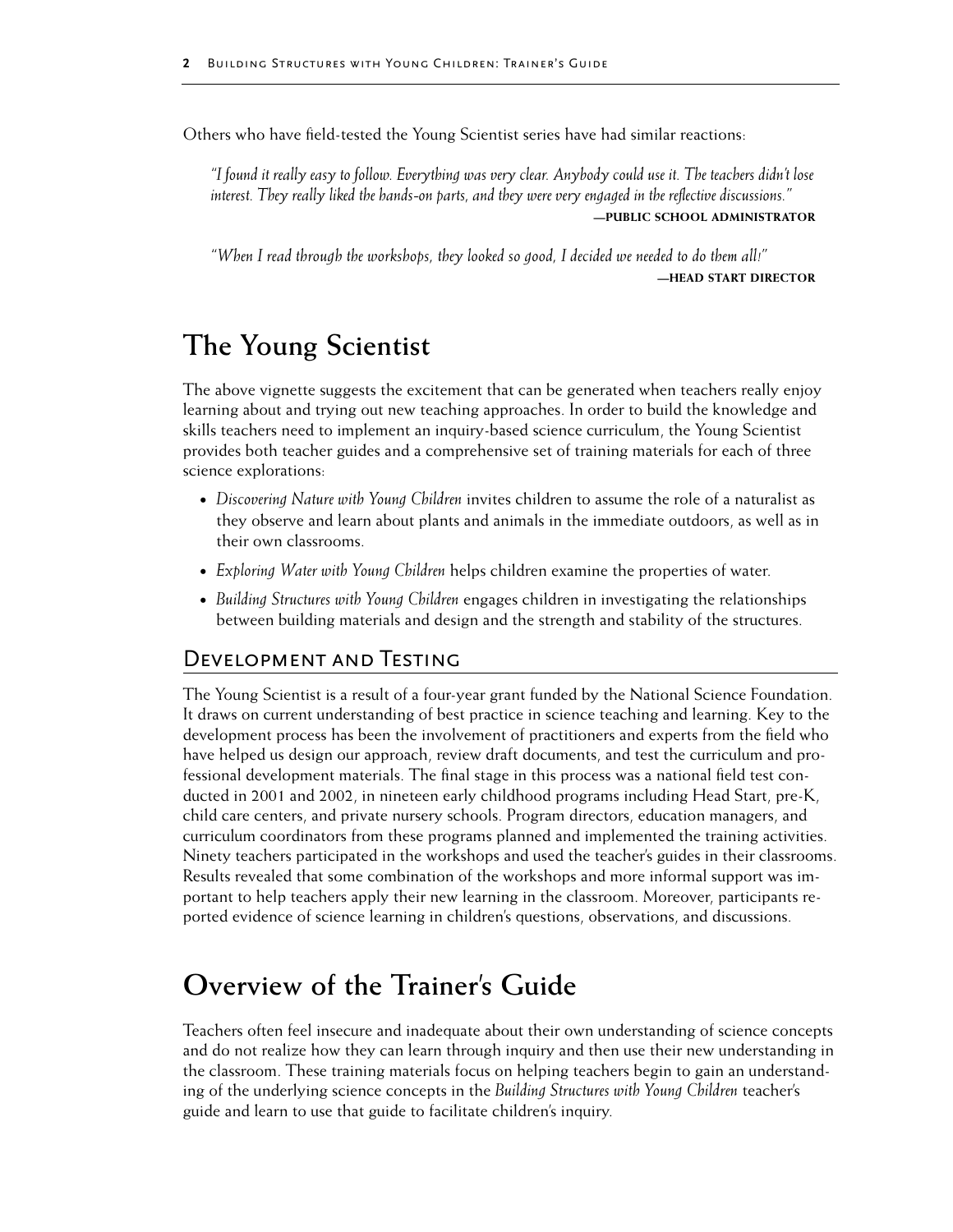Others who have field-tested the Young Scientist series have had similar reactions:

> *"I found it really easy to follow. Everything was very clear. Anybody could use it. The teachers didn't lose interest. They really liked the hands-on parts, and they were very engaged in the reflective discussions."*
>
> **—PUBLIC SCHOOL ADMINISTRATOR**

> *"When I read through the workshops, they looked so good, I decided we needed to do them all!"*
>
> **—HEAD START DIRECTOR**

# The Young Scientist

The above vignette suggests the excitement that can be generated when teachers really enjoy learning about and trying out new teaching approaches. In order to build the knowledge and skills teachers need to implement an inquiry-based science curriculum, the Young Scientist provides both teacher guides and a comprehensive set of training materials for each of three science explorations:

- *Discovering Nature with Young Children* invites children to assume the role of a naturalist as they observe and learn about plants and animals in the immediate outdoors, as well as in their own classrooms.
- *Exploring Water with Young Children* helps children examine the properties of water.
- *Building Structures with Young Children* engages children in investigating the relationships between building materials and design and the strength and stability of the structures.

## Development and Testing

The Young Scientist is a result of a four-year grant funded by the National Science Foundation. It draws on current understanding of best practice in science teaching and learning. Key to the development process has been the involvement of practitioners and experts from the field who have helped us design our approach, review draft documents, and test the curriculum and professional development materials. The final stage in this process was a national field test conducted in 2001 and 2002, in nineteen early childhood programs including Head Start, pre-K, child care centers, and private nursery schools. Program directors, education managers, and curriculum coordinators from these programs planned and implemented the training activities. Ninety teachers participated in the workshops and used the teacher's guides in their classrooms. Results revealed that some combination of the workshops and more informal support was important to help teachers apply their new learning in the classroom. Moreover, participants reported evidence of science learning in children's questions, observations, and discussions.

# Overview of the Trainer's Guide

Teachers often feel insecure and inadequate about their own understanding of science concepts and do not realize how they can learn through inquiry and then use their new understanding in the classroom. These training materials focus on helping teachers begin to gain an understanding of the underlying science concepts in the *Building Structures with Young Children* teacher's guide and learn to use that guide to facilitate children's inquiry.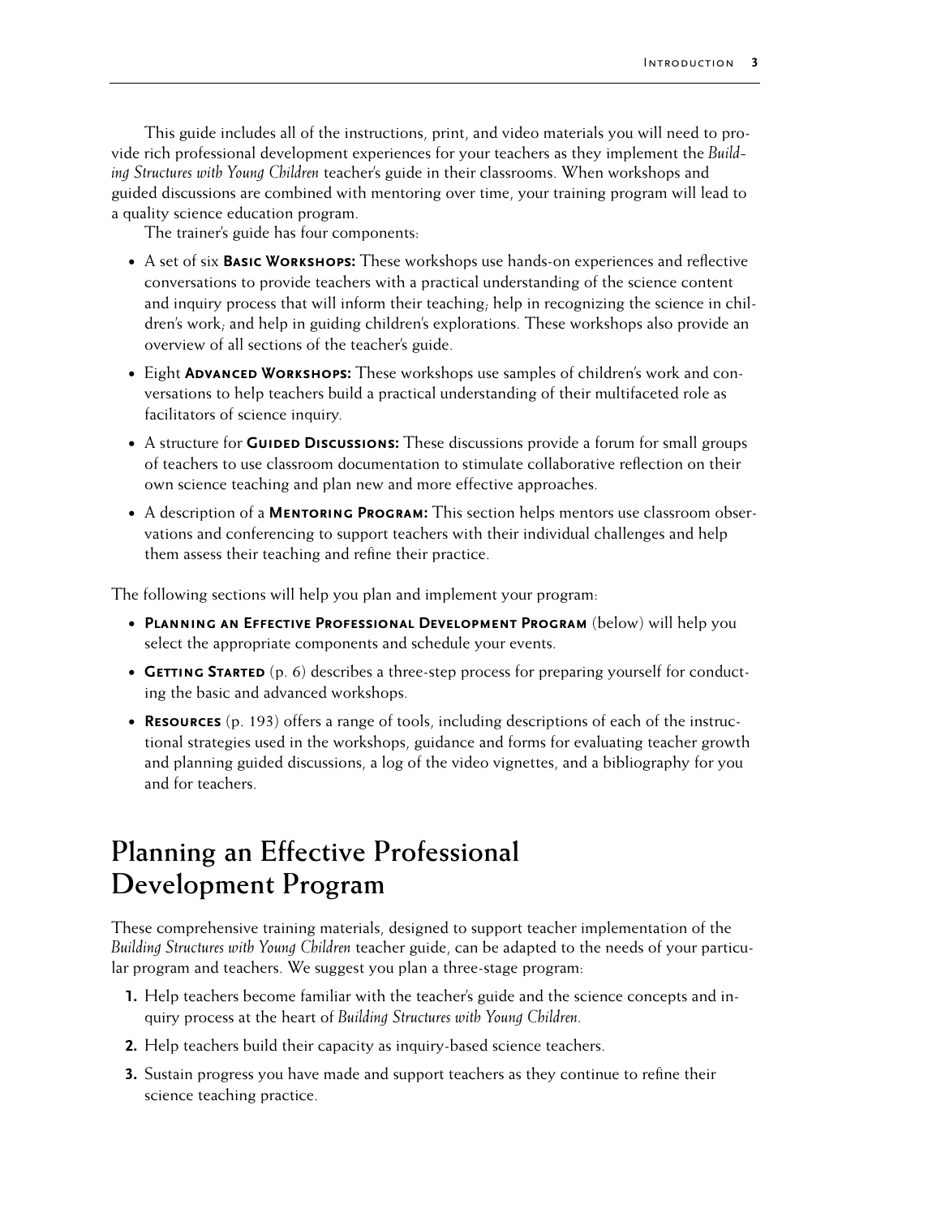This guide includes all of the instructions, print, and video materials you will need to provide rich professional development experiences for your teachers as they implement the *Building Structures with Young Children* teacher's guide in their classrooms. When workshops and guided discussions are combined with mentoring over time, your training program will lead to a quality science education program.

The trainer's guide has four components:

- A set of six **Basic Workshops:** These workshops use hands-on experiences and reflective conversations to provide teachers with a practical understanding of the science content and inquiry process that will inform their teaching; help in recognizing the science in children's work; and help in guiding children's explorations. These workshops also provide an overview of all sections of the teacher's guide.
- Eight **Advanced Workshops:** These workshops use samples of children's work and conversations to help teachers build a practical understanding of their multifaceted role as facilitators of science inquiry.
- A structure for **Guided Discussions:** These discussions provide a forum for small groups of teachers to use classroom documentation to stimulate collaborative reflection on their own science teaching and plan new and more effective approaches.
- A description of a **Mentoring Program:** This section helps mentors use classroom observations and conferencing to support teachers with their individual challenges and help them assess their teaching and refine their practice.

The following sections will help you plan and implement your program:

- **Planning an Effective Professional Development Program** (below) will help you select the appropriate components and schedule your events.
- **Getting Started** (p. 6) describes a three-step process for preparing yourself for conducting the basic and advanced workshops.
- **Resources** (p. 193) offers a range of tools, including descriptions of each of the instructional strategies used in the workshops, guidance and forms for evaluating teacher growth and planning guided discussions, a log of the video vignettes, and a bibliography for you and for teachers.

## Planning an Effective Professional Development Program

These comprehensive training materials, designed to support teacher implementation of the *Building Structures with Young Children* teacher guide, can be adapted to the needs of your particular program and teachers. We suggest you plan a three-stage program:

1. Help teachers become familiar with the teacher's guide and the science concepts and inquiry process at the heart of *Building Structures with Young Children*.
2. Help teachers build their capacity as inquiry-based science teachers.
3. Sustain progress you have made and support teachers as they continue to refine their science teaching practice.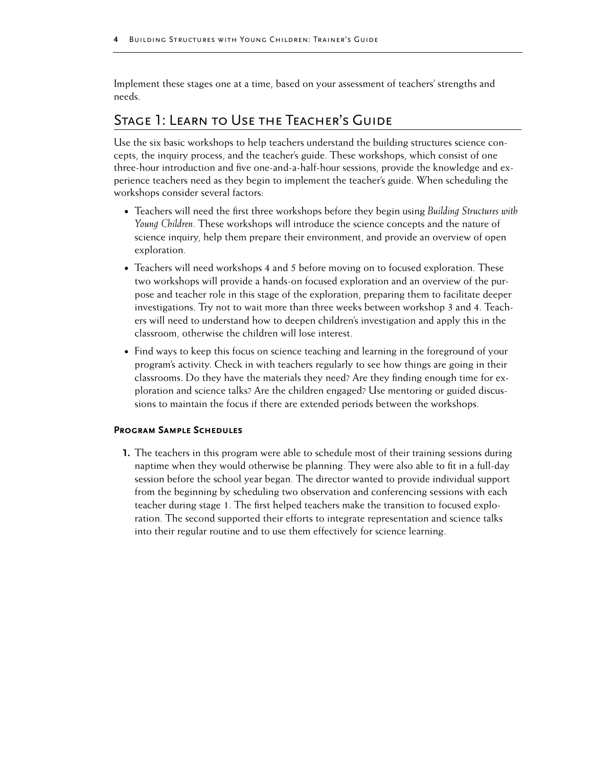Implement these stages one at a time, based on your assessment of teachers' strengths and needs.

## Stage 1: Learn to Use the Teacher's Guide

Use the six basic workshops to help teachers understand the building structures science concepts, the inquiry process, and the teacher's guide. These workshops, which consist of one three-hour introduction and five one-and-a-half-hour sessions, provide the knowledge and experience teachers need as they begin to implement the teacher's guide. When scheduling the workshops consider several factors:

- Teachers will need the first three workshops before they begin using *Building Structures with Young Children.* These workshops will introduce the science concepts and the nature of science inquiry, help them prepare their environment, and provide an overview of open exploration.
- Teachers will need workshops 4 and 5 before moving on to focused exploration. These two workshops will provide a hands-on focused exploration and an overview of the purpose and teacher role in this stage of the exploration, preparing them to facilitate deeper investigations. Try not to wait more than three weeks between workshop 3 and 4. Teachers will need to understand how to deepen children's investigation and apply this in the classroom, otherwise the children will lose interest.
- Find ways to keep this focus on science teaching and learning in the foreground of your program's activity. Check in with teachers regularly to see how things are going in their classrooms. Do they have the materials they need? Are they finding enough time for exploration and science talks? Are the children engaged? Use mentoring or guided discussions to maintain the focus if there are extended periods between the workshops.

#### Program Sample Schedules

1. The teachers in this program were able to schedule most of their training sessions during naptime when they would otherwise be planning. They were also able to fit in a full-day session before the school year began. The director wanted to provide individual support from the beginning by scheduling two observation and conferencing sessions with each teacher during stage 1. The first helped teachers make the transition to focused exploration. The second supported their efforts to integrate representation and science talks into their regular routine and to use them effectively for science learning.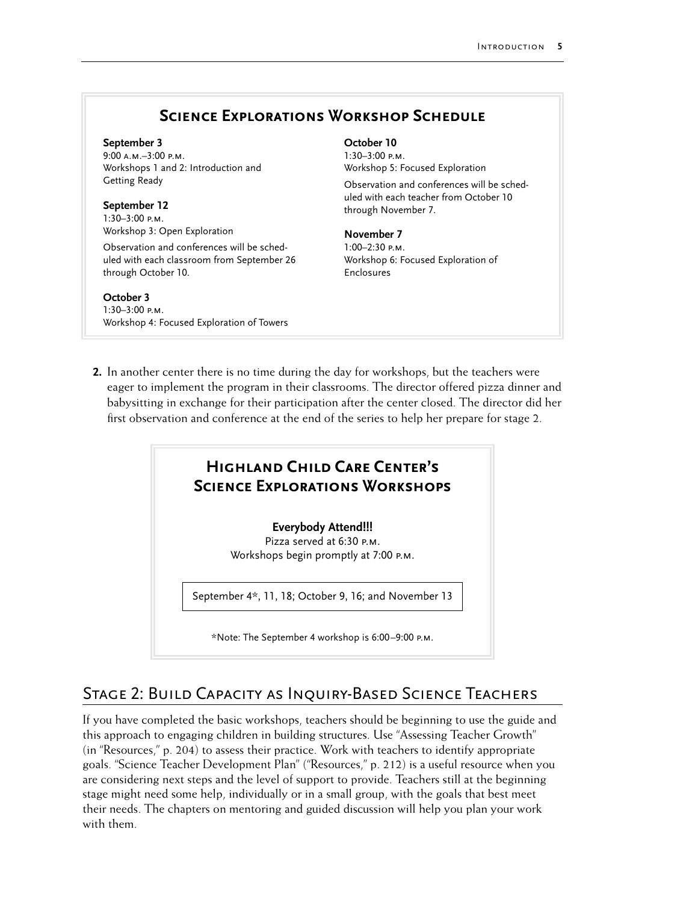## Science Explorations Workshop Schedule

**September 3**
9:00 a.m.–3:00 p.m.
Workshops 1 and 2: Introduction and Getting Ready

**September 12**
1:30–3:00 p.m.
Workshop 3: Open Exploration

Observation and conferences will be scheduled with each classroom from September 26 through October 10.

**October 3**
1:30–3:00 p.m.
Workshop 4: Focused Exploration of Towers

**October 10**
1:30–3:00 p.m.
Workshop 5: Focused Exploration

Observation and conferences will be scheduled with each teacher from October 10 through November 7.

**November 7**
1:00–2:30 p.m.
Workshop 6: Focused Exploration of Enclosures

**2.** In another center there is no time during the day for workshops, but the teachers were eager to implement the program in their classrooms. The director offered pizza dinner and babysitting in exchange for their participation after the center closed. The director did her first observation and conference at the end of the series to help her prepare for stage 2.

## Highland Child Care Center's Science Explorations Workshops

**Everybody Attend!!!**
Pizza served at 6:30 p.m.
Workshops begin promptly at 7:00 p.m.

September 4*, 11, 18; October 9, 16; and November 13

*Note: The September 4 workshop is 6:00–9:00 p.m.

## Stage 2: Build Capacity as Inquiry-Based Science Teachers

If you have completed the basic workshops, teachers should be beginning to use the guide and this approach to engaging children in building structures. Use "Assessing Teacher Growth" (in "Resources," p. 204) to assess their practice. Work with teachers to identify appropriate goals. "Science Teacher Development Plan" ("Resources," p. 212) is a useful resource when you are considering next steps and the level of support to provide. Teachers still at the beginning stage might need some help, individually or in a small group, with the goals that best meet their needs. The chapters on mentoring and guided discussion will help you plan your work with them.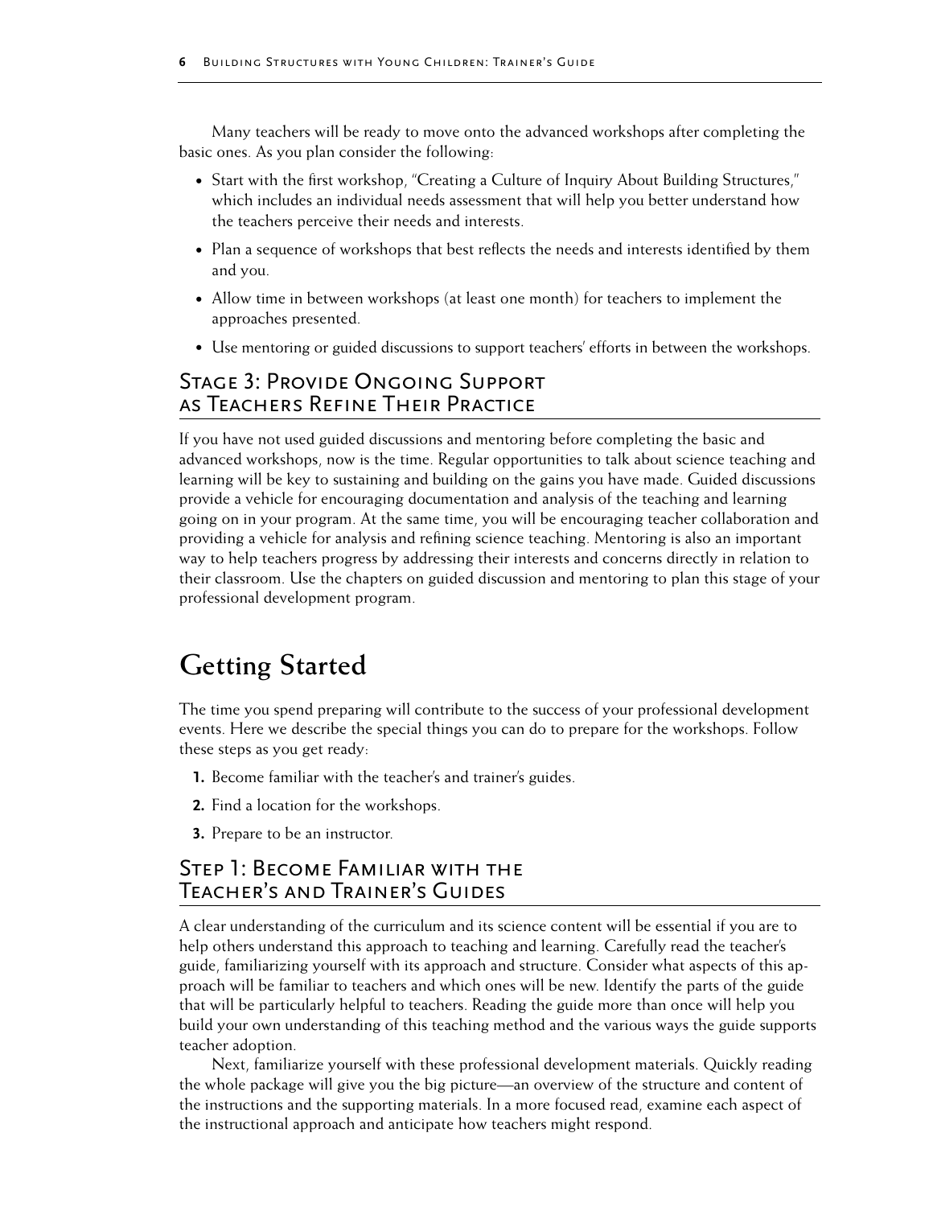Many teachers will be ready to move onto the advanced workshops after completing the basic ones. As you plan consider the following:

- Start with the first workshop, "Creating a Culture of Inquiry About Building Structures," which includes an individual needs assessment that will help you better understand how the teachers perceive their needs and interests.
- Plan a sequence of workshops that best reflects the needs and interests identified by them and you.
- Allow time in between workshops (at least one month) for teachers to implement the approaches presented.
- Use mentoring or guided discussions to support teachers' efforts in between the workshops.

### Stage 3: Provide Ongoing Support as Teachers Refine Their Practice

If you have not used guided discussions and mentoring before completing the basic and advanced workshops, now is the time. Regular opportunities to talk about science teaching and learning will be key to sustaining and building on the gains you have made. Guided discussions provide a vehicle for encouraging documentation and analysis of the teaching and learning going on in your program. At the same time, you will be encouraging teacher collaboration and providing a vehicle for analysis and refining science teaching. Mentoring is also an important way to help teachers progress by addressing their interests and concerns directly in relation to their classroom. Use the chapters on guided discussion and mentoring to plan this stage of your professional development program.

## Getting Started

The time you spend preparing will contribute to the success of your professional development events. Here we describe the special things you can do to prepare for the workshops. Follow these steps as you get ready:

1. Become familiar with the teacher's and trainer's guides.
2. Find a location for the workshops.
3. Prepare to be an instructor.

### Step 1: Become Familiar with the Teacher's and Trainer's Guides

A clear understanding of the curriculum and its science content will be essential if you are to help others understand this approach to teaching and learning. Carefully read the teacher's guide, familiarizing yourself with its approach and structure. Consider what aspects of this approach will be familiar to teachers and which ones will be new. Identify the parts of the guide that will be particularly helpful to teachers. Reading the guide more than once will help you build your own understanding of this teaching method and the various ways the guide supports teacher adoption.

Next, familiarize yourself with these professional development materials. Quickly reading the whole package will give you the big picture—an overview of the structure and content of the instructions and the supporting materials. In a more focused read, examine each aspect of the instructional approach and anticipate how teachers might respond.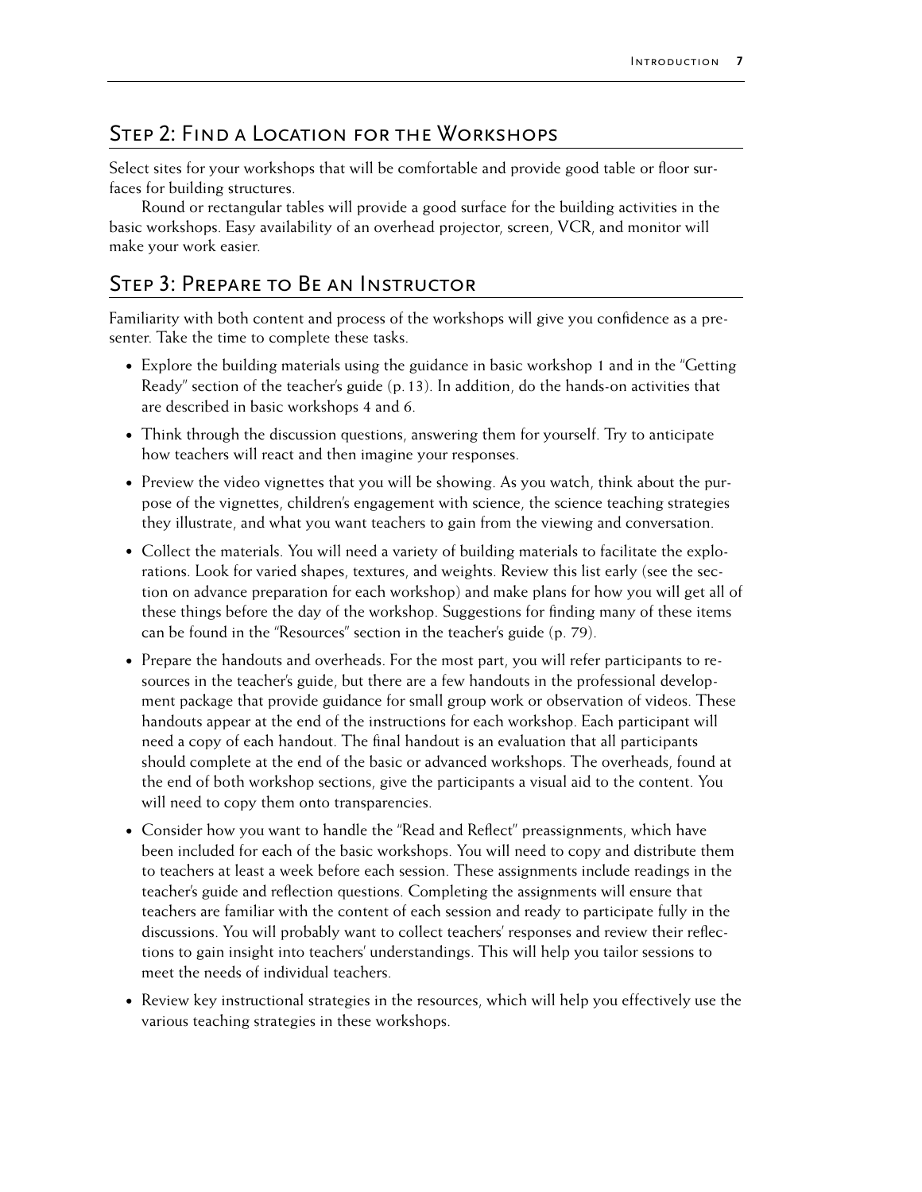## Step 2: Find a Location for the Workshops

Select sites for your workshops that will be comfortable and provide good table or floor surfaces for building structures.

Round or rectangular tables will provide a good surface for the building activities in the basic workshops. Easy availability of an overhead projector, screen, VCR, and monitor will make your work easier.

## Step 3: Prepare to Be an Instructor

Familiarity with both content and process of the workshops will give you confidence as a presenter. Take the time to complete these tasks.

- Explore the building materials using the guidance in basic workshop 1 and in the "Getting Ready" section of the teacher's guide (p. 13). In addition, do the hands-on activities that are described in basic workshops 4 and 6.
- Think through the discussion questions, answering them for yourself. Try to anticipate how teachers will react and then imagine your responses.
- Preview the video vignettes that you will be showing. As you watch, think about the purpose of the vignettes, children's engagement with science, the science teaching strategies they illustrate, and what you want teachers to gain from the viewing and conversation.
- Collect the materials. You will need a variety of building materials to facilitate the explorations. Look for varied shapes, textures, and weights. Review this list early (see the section on advance preparation for each workshop) and make plans for how you will get all of these things before the day of the workshop. Suggestions for finding many of these items can be found in the "Resources" section in the teacher's guide (p. 79).
- Prepare the handouts and overheads. For the most part, you will refer participants to resources in the teacher's guide, but there are a few handouts in the professional development package that provide guidance for small group work or observation of videos. These handouts appear at the end of the instructions for each workshop. Each participant will need a copy of each handout. The final handout is an evaluation that all participants should complete at the end of the basic or advanced workshops. The overheads, found at the end of both workshop sections, give the participants a visual aid to the content. You will need to copy them onto transparencies.
- Consider how you want to handle the "Read and Reflect" preassignments, which have been included for each of the basic workshops. You will need to copy and distribute them to teachers at least a week before each session. These assignments include readings in the teacher's guide and reflection questions. Completing the assignments will ensure that teachers are familiar with the content of each session and ready to participate fully in the discussions. You will probably want to collect teachers' responses and review their reflections to gain insight into teachers' understandings. This will help you tailor sessions to meet the needs of individual teachers.
- Review key instructional strategies in the resources, which will help you effectively use the various teaching strategies in these workshops.